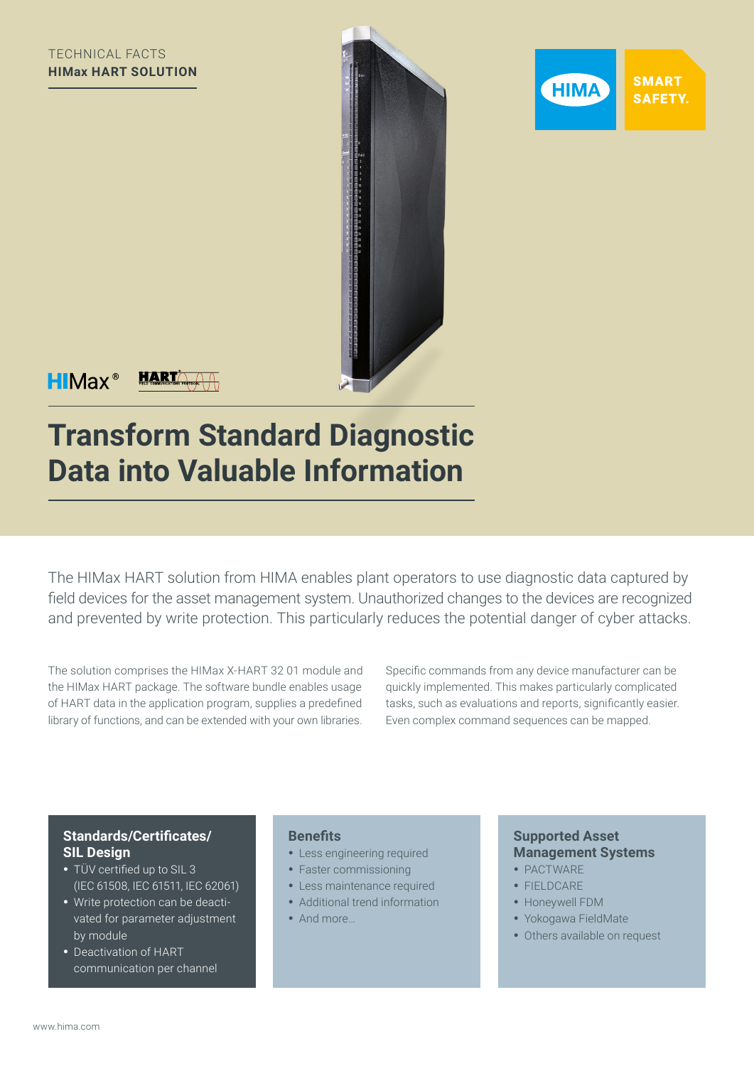TECHNICAL FACTS
**HIMax HART SOLUTION**

# Transform Standard Diagnostic Data into Valuable Information

The HIMax HART solution from HIMA enables plant operators to use diagnostic data captured by field devices for the asset management system. Unauthorized changes to the devices are recognized and prevented by write protection. This particularly reduces the potential danger of cyber attacks.

The solution comprises the HIMax X-HART 32 01 module and the HIMax HART package. The software bundle enables usage of HART data in the application program, supplies a predefined library of functions, and can be extended with your own libraries.

Specific commands from any device manufacturer can be quickly implemented. This makes particularly complicated tasks, such as evaluations and reports, significantly easier. Even complex command sequences can be mapped.

### Standards/Certificates/ SIL Design

- TÜV certified up to SIL 3 (IEC 61508, IEC 61511, IEC 62061)
- Write protection can be deactivated for parameter adjustment by module
- Deactivation of HART communication per channel

### Benefits

- Less engineering required
- Faster commissioning
- Less maintenance required
- Additional trend information
- And more…

### Supported Asset Management Systems

- PACTWARE
- FIELDCARE
- Honeywell FDM
- Yokogawa FieldMate
- Others available on request

www.hima.com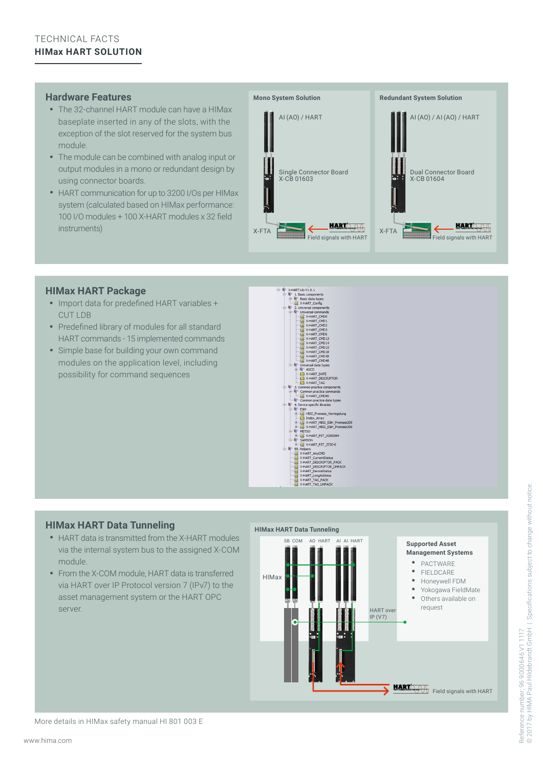TECHNICAL FACTS
**HIMax HART SOLUTION**

## Hardware Features

- The 32-channel HART module can have a HIMax baseplate inserted in any of the slots, with the exception of the slot reserved for the system bus module.
- The module can be combined with analog input or output modules in a mono or redundant design by using connector boards.
- HART communication for up to 3200 I/Os per HIMax system (calculated based on HIMax performance: 100 I/O modules + 100 X-HART modules x 32 field instruments)

**Mono System Solution**

AI (AO) / HART

Single Connector Board
X-CB 01603

X-FTA

Field signals with HART

**Redundant System Solution**

AI (AO) / AI (AO) / HART

Dual Connector Board
X-CB 01604

X-FTA

Field signals with HART

## HIMax HART Package

- Import data for predefined HART variables + CUT LDB
- Predefined library of modules for all standard HART commands - 15 implemented commands
- Simple base for building your own command modules on the application level, including possibility for command sequences

X-HART-Lib V1.0.1
1. Basic components
Basic data types
X-HART_Config
2. Universal components
Universal commands
X-HART_CMD0
X-HART_CMD1
X-HART_CMD2
X-HART_CMD3
X-HART_CMD6
X-HART_CMD13
X-HART_CMD14
X-HART_CMD15
X-HART_CMD18
X-HART_CMD38
X-HART_CMD48
Universal data types
ASCII
X-HART_DATE
X-HART_DESCRIPTOR
X-HART_TAG
3. Common practice components
Common practice commands
X-HART_CMD90
Common practice data types
4. Device specific libraries
E&H
HBSI_Promass_Verriegelung
Index_Array
X-HART_HBSI_E&H_Promass200
X-HART_HBSI_E&H_Promass300
METSO
X-HART_PST_VG9000H
SAMSON
X-HART_PST_3730-6
99. Helpers
X-HART_AnyCMD
X-HART_CurrentStatus
X-HART_DESCRIPTOR_PACK
X-HART_DESCRIPTOR_UNPACK
X-HART_DeviceStatus
X-HART_LongAddress
X-HART_TAG_PACK
X-HART_TAG_UNPACK

## HIMax HART Data Tunneling

- HART data is transmitted from the X-HART modules via the internal system bus to the assigned X-COM module.
- From the X-COM module, HART data is transferred via HART over IP Protocol version 7 (IPv7) to the asset management system or the HART OPC server.

**HIMax HART Data Tunneling**

SB COM AO HART AI AI HART

HIMax

HART over IP (V7)

Field signals with HART

**Supported Asset Management Systems**

- PACTWARE
- FIELDCARE
- Honeywell FDM
- Yokogawa FieldMate
- Others available on request

More details in HIMax safety manual HI 801 003 E

www.hima.com

Reference number: 96 9000646 V1 1117
© 2017 by HIMA Paul Hildebrandt GmbH | Specifications subject to change without notice.